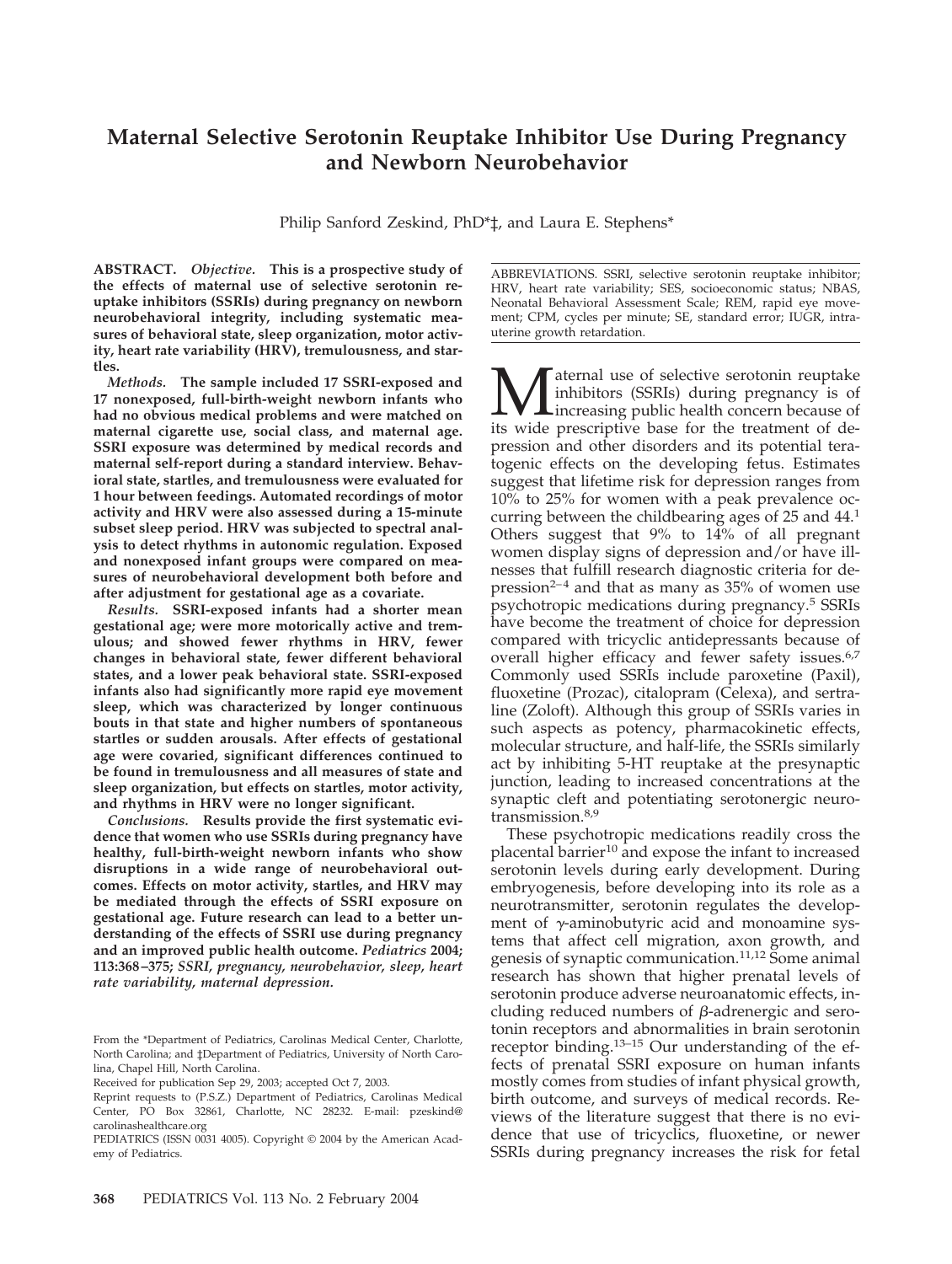# Maternal Selective Serotonin Reuptake Inhibitor Use During Pregnancy and Newborn Neurobehavior

Philip Sanford Zeskind, PhD*‡, and Laura E. Stephens*

**ABSTRACT.** ***Objective.*** **This is a prospective study of the effects of maternal use of selective serotonin reuptake inhibitors (SSRIs) during pregnancy on newborn neurobehavioral integrity, including systematic measures of behavioral state, sleep organization, motor activity, heart rate variability (HRV), tremulousness, and startles.**

***Methods.*** **The sample included 17 SSRI-exposed and 17 nonexposed, full-birth-weight newborn infants who had no obvious medical problems and were matched on maternal cigarette use, social class, and maternal age. SSRI exposure was determined by medical records and maternal self-report during a standard interview. Behavioral state, startles, and tremulousness were evaluated for 1 hour between feedings. Automated recordings of motor activity and HRV were also assessed during a 15-minute subset sleep period. HRV was subjected to spectral analysis to detect rhythms in autonomic regulation. Exposed and nonexposed infant groups were compared on measures of neurobehavioral development both before and after adjustment for gestational age as a covariate.**

***Results.*** **SSRI-exposed infants had a shorter mean gestational age; were more motorically active and tremulous; and showed fewer rhythms in HRV, fewer changes in behavioral state, fewer different behavioral states, and a lower peak behavioral state. SSRI-exposed infants also had significantly more rapid eye movement sleep, which was characterized by longer continuous bouts in that state and higher numbers of spontaneous startles or sudden arousals. After effects of gestational age were covaried, significant differences continued to be found in tremulousness and all measures of state and sleep organization, but effects on startles, motor activity, and rhythms in HRV were no longer significant.**

***Conclusions.*** **Results provide the first systematic evidence that women who use SSRIs during pregnancy have healthy, full-birth-weight newborn infants who show disruptions in a wide range of neurobehavioral outcomes. Effects on motor activity, startles, and HRV may be mediated through the effects of SSRI exposure on gestational age. Future research can lead to a better understanding of the effects of SSRI use during pregnancy and an improved public health outcome.** ***Pediatrics*** **2004; 113:368–375;** ***SSRI, pregnancy, neurobehavior, sleep, heart rate variability, maternal depression.***

From the *Department of Pediatrics, Carolinas Medical Center, Charlotte, North Carolina; and ‡Department of Pediatrics, University of North Carolina, Chapel Hill, North Carolina.

Received for publication Sep 29, 2003; accepted Oct 7, 2003.

Reprint requests to (P.S.Z.) Department of Pediatrics, Carolinas Medical Center, PO Box 32861, Charlotte, NC 28232. E-mail: pzeskind@carolinashealthcare.org

PEDIATRICS (ISSN 0031 4005). Copyright © 2004 by the American Academy of Pediatrics.

ABBREVIATIONS. SSRI, selective serotonin reuptake inhibitor; HRV, heart rate variability; SES, socioeconomic status; NBAS, Neonatal Behavioral Assessment Scale; REM, rapid eye movement; CPM, cycles per minute; SE, standard error; IUGR, intrauterine growth retardation.

Maternal use of selective serotonin reuptake inhibitors (SSRIs) during pregnancy is of increasing public health concern because of its wide prescriptive base for the treatment of depression and other disorders and its potential teratogenic effects on the developing fetus. Estimates suggest that lifetime risk for depression ranges from 10% to 25% for women with a peak prevalence occurring between the childbearing ages of 25 and 44.[1] Others suggest that 9% to 14% of all pregnant women display signs of depression and/or have illnesses that fulfill research diagnostic criteria for depression[2–4] and that as many as 35% of women use psychotropic medications during pregnancy.[5] SSRIs have become the treatment of choice for depression compared with tricyclic antidepressants because of overall higher efficacy and fewer safety issues.[6,7] Commonly used SSRIs include paroxetine (Paxil), fluoxetine (Prozac), citalopram (Celexa), and sertraline (Zoloft). Although this group of SSRIs varies in such aspects as potency, pharmacokinetic effects, molecular structure, and half-life, the SSRIs similarly act by inhibiting 5-HT reuptake at the presynaptic junction, leading to increased concentrations at the synaptic cleft and potentiating serotonergic neurotransmission.[8,9]

These psychotropic medications readily cross the placental barrier[10] and expose the infant to increased serotonin levels during early development. During embryogenesis, before developing into its role as a neurotransmitter, serotonin regulates the development of $\gamma$-aminobutyric acid and monoamine systems that affect cell migration, axon growth, and genesis of synaptic communication.[11,12] Some animal research has shown that higher prenatal levels of serotonin produce adverse neuroanatomic effects, including reduced numbers of $\beta$-adrenergic and serotonin receptors and abnormalities in brain serotonin receptor binding.[13–15] Our understanding of the effects of prenatal SSRI exposure on human infants mostly comes from studies of infant physical growth, birth outcome, and surveys of medical records. Reviews of the literature suggest that there is no evidence that use of tricyclics, fluoxetine, or newer SSRIs during pregnancy increases the risk for fetal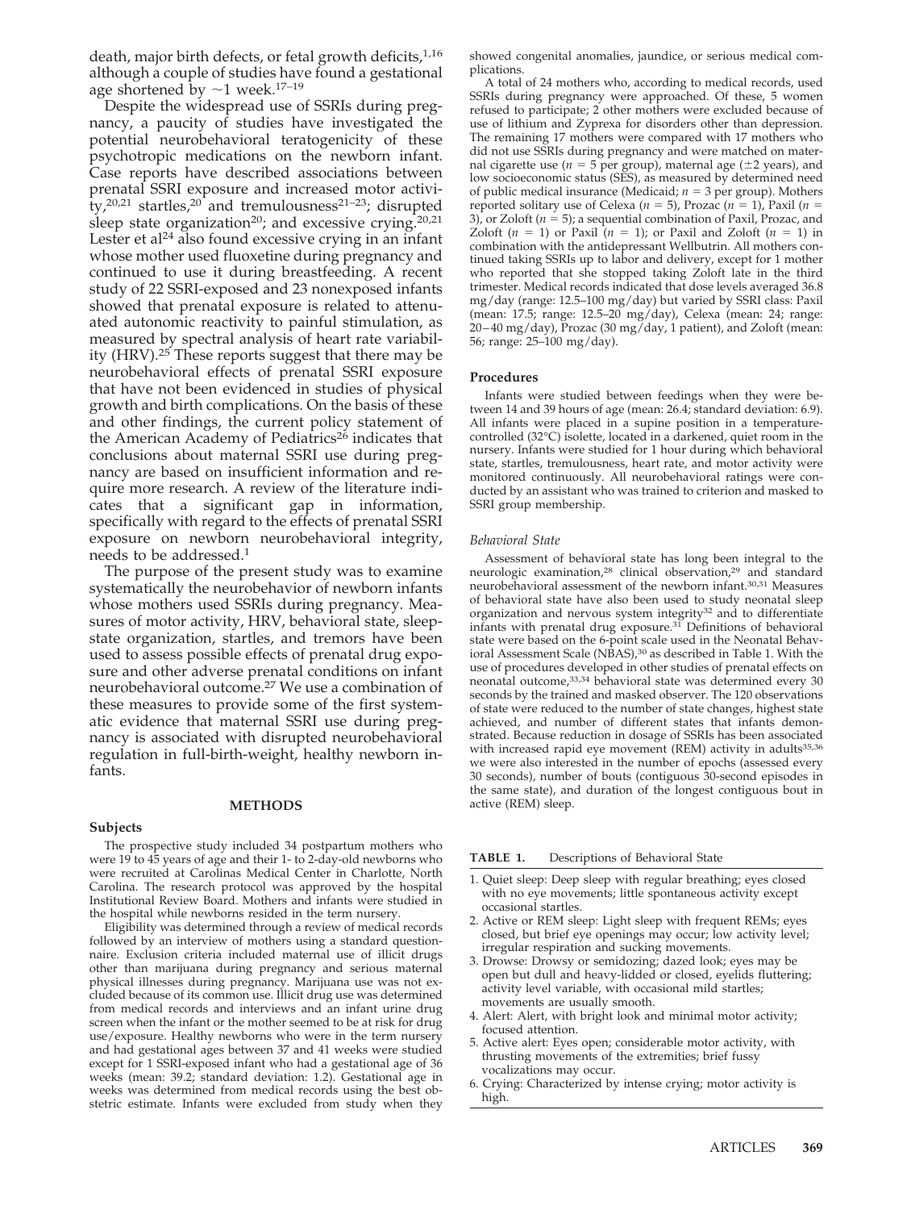death, major birth defects, or fetal growth deficits,[1,16] although a couple of studies have found a gestational age shortened by ~1 week.[17–19]

Despite the widespread use of SSRIs during pregnancy, a paucity of studies have investigated the potential neurobehavioral teratogenicity of these psychotropic medications on the newborn infant. Case reports have described associations between prenatal SSRI exposure and increased motor activity,[20,21] startles,[20] and tremulousness[21–23]; disrupted sleep state organization[20]; and excessive crying.[20,21] Lester et al[24] also found excessive crying in an infant whose mother used fluoxetine during pregnancy and continued to use it during breastfeeding. A recent study of 22 SSRI-exposed and 23 nonexposed infants showed that prenatal exposure is related to attenuated autonomic reactivity to painful stimulation, as measured by spectral analysis of heart rate variability (HRV).[25] These reports suggest that there may be neurobehavioral effects of prenatal SSRI exposure that have not been evidenced in studies of physical growth and birth complications. On the basis of these and other findings, the current policy statement of the American Academy of Pediatrics[26] indicates that conclusions about maternal SSRI use during pregnancy are based on insufficient information and require more research. A review of the literature indicates that a significant gap in information, specifically with regard to the effects of prenatal SSRI exposure on newborn neurobehavioral integrity, needs to be addressed.[1]

The purpose of the present study was to examine systematically the neurobehavior of newborn infants whose mothers used SSRIs during pregnancy. Measures of motor activity, HRV, behavioral state, sleep-state organization, startles, and tremors have been used to assess possible effects of prenatal drug exposure and other adverse prenatal conditions on infant neurobehavioral outcome.[27] We use a combination of these measures to provide some of the first systematic evidence that maternal SSRI use during pregnancy is associated with disrupted neurobehavioral regulation in full-birth-weight, healthy newborn infants.

## METHODS

### Subjects

The prospective study included 34 postpartum mothers who were 19 to 45 years of age and their 1- to 2-day-old newborns who were recruited at Carolinas Medical Center in Charlotte, North Carolina. The research protocol was approved by the hospital Institutional Review Board. Mothers and infants were studied in the hospital while newborns resided in the term nursery.

Eligibility was determined through a review of medical records followed by an interview of mothers using a standard questionnaire. Exclusion criteria included maternal use of illicit drugs other than marijuana during pregnancy and serious maternal physical illnesses during pregnancy. Marijuana use was not excluded because of its common use. Illicit drug use was determined from medical records and interviews and an infant urine drug screen when the infant or the mother seemed to be at risk for drug use/exposure. Healthy newborns who were in the term nursery and had gestational ages between 37 and 41 weeks were studied except for 1 SSRI-exposed infant who had a gestational age of 36 weeks (mean: 39.2; standard deviation: 1.2). Gestational age in weeks was determined from medical records using the best obstetric estimate. Infants were excluded from study when they showed congenital anomalies, jaundice, or serious medical complications.

A total of 24 mothers who, according to medical records, used SSRIs during pregnancy were approached. Of these, 5 women refused to participate; 2 other mothers were excluded because of use of lithium and Zyprexa for disorders other than depression. The remaining 17 mothers were compared with 17 mothers who did not use SSRIs during pregnancy and were matched on maternal cigarette use ($n = 5$ per group), maternal age (±2 years), and low socioeconomic status (SES), as measured by determined need of public medical insurance (Medicaid; $n = 3$ per group). Mothers reported solitary use of Celexa ($n = 5$), Prozac ($n = 1$), Paxil ($n = 3$), or Zoloft ($n = 5$); a sequential combination of Paxil, Prozac, and Zoloft ($n = 1$) or Paxil ($n = 1$); or Paxil and Zoloft ($n = 1$) in combination with the antidepressant Wellbutrin. All mothers continued taking SSRIs up to labor and delivery, except for 1 mother who reported that she stopped taking Zoloft late in the third trimester. Medical records indicated that dose levels averaged 36.8 mg/day (range: 12.5–100 mg/day) but varied by SSRI class: Paxil (mean: 17.5; range: 12.5–20 mg/day), Celexa (mean: 24; range: 20–40 mg/day), Prozac (30 mg/day, 1 patient), and Zoloft (mean: 56; range: 25–100 mg/day).

### Procedures

Infants were studied between feedings when they were between 14 and 39 hours of age (mean: 26.4; standard deviation: 6.9). All infants were placed in a supine position in a temperature-controlled (32°C) isolette, located in a darkened, quiet room in the nursery. Infants were studied for 1 hour during which behavioral state, startles, tremulousness, heart rate, and motor activity were monitored continuously. All neurobehavioral ratings were conducted by an assistant who was trained to criterion and masked to SSRI group membership.

#### *Behavioral State*

Assessment of behavioral state has long been integral to the neurologic examination,[28] clinical observation,[29] and standard neurobehavioral assessment of the newborn infant.[30,31] Measures of behavioral state have also been used to study neonatal sleep organization and nervous system integrity[32] and to differentiate infants with prenatal drug exposure.[31] Definitions of behavioral state were based on the 6-point scale used in the Neonatal Behavioral Assessment Scale (NBAS),[30] as described in Table 1. With the use of procedures developed in other studies of prenatal effects on neonatal outcome,[33,34] behavioral state was determined every 30 seconds by the trained and masked observer. The 120 observations of state were reduced to the number of state changes, highest state achieved, and number of different states that infants demonstrated. Because reduction in dosage of SSRIs has been associated with increased rapid eye movement (REM) activity in adults[35,36] we were also interested in the number of epochs (assessed every 30 seconds), number of bouts (contiguous 30-second episodes in the same state), and duration of the longest contiguous bout in active (REM) sleep.

**TABLE 1.** Descriptions of Behavioral State

1. Quiet sleep: Deep sleep with regular breathing; eyes closed with no eye movements; little spontaneous activity except occasional startles.
2. Active or REM sleep: Light sleep with frequent REMs; eyes closed, but brief eye openings may occur; low activity level; irregular respiration and sucking movements.
3. Drowse: Drowsy or semidozing; dazed look; eyes may be open but dull and heavy-lidded or closed, eyelids fluttering; activity level variable, with occasional mild startles; movements are usually smooth.
4. Alert: Alert, with bright look and minimal motor activity; focused attention.
5. Active alert: Eyes open; considerable motor activity, with thrusting movements of the extremities; brief fussy vocalizations may occur.
6. Crying: Characterized by intense crying; motor activity is high.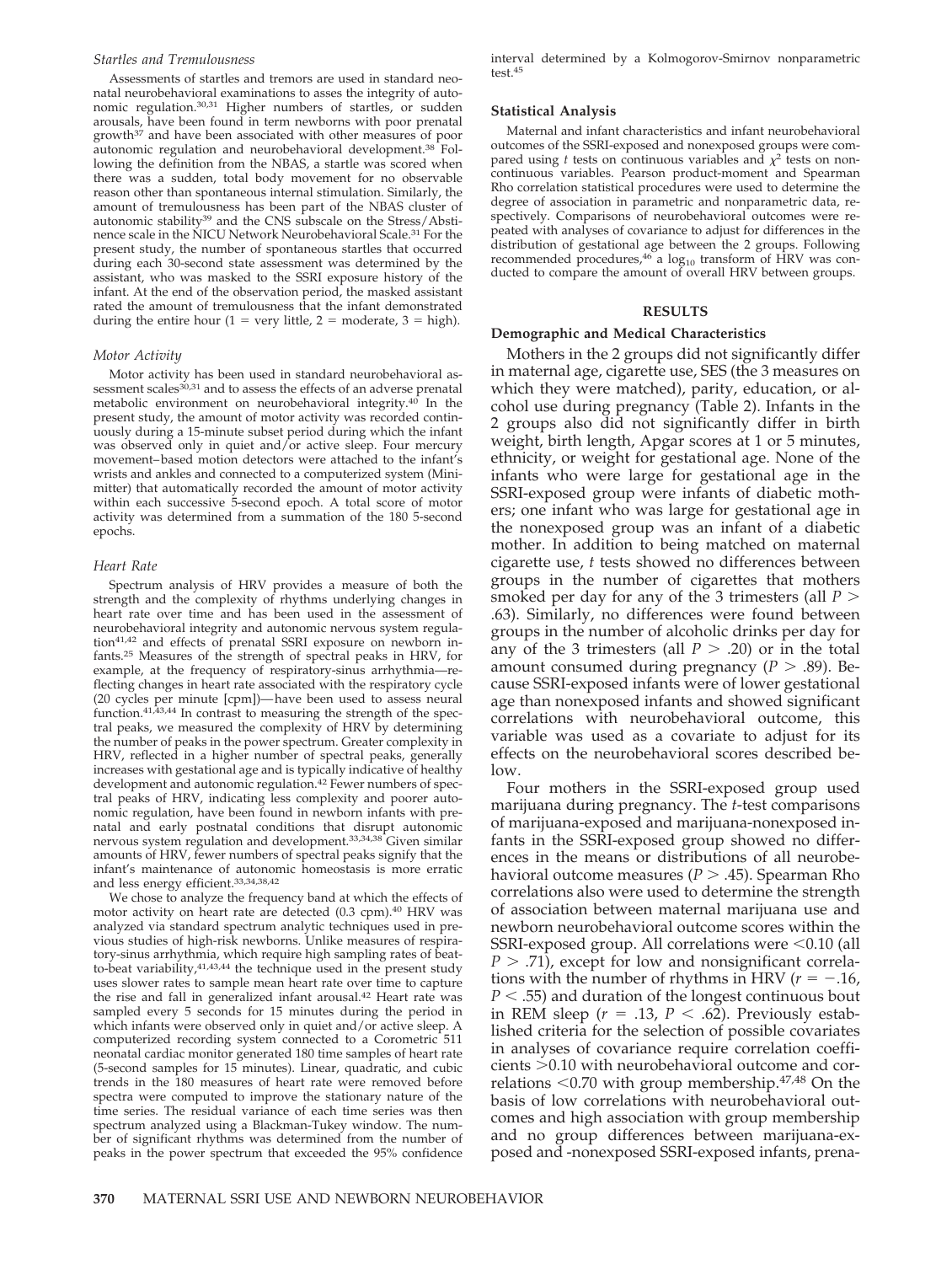*Startles and Tremulousness*

Assessments of startles and tremors are used in standard neonatal neurobehavioral examinations to asses the integrity of autonomic regulation.[30,31] Higher numbers of startles, or sudden arousals, have been found in term newborns with poor prenatal growth[37] and have been associated with other measures of poor autonomic regulation and neurobehavioral development.[38] Following the definition from the NBAS, a startle was scored when there was a sudden, total body movement for no observable reason other than spontaneous internal stimulation. Similarly, the amount of tremulousness has been part of the NBAS cluster of autonomic stability[39] and the CNS subscale on the Stress/Abstinence scale in the NICU Network Neurobehavioral Scale.[31] For the present study, the number of spontaneous startles that occurred during each 30-second state assessment was determined by the assistant, who was masked to the SSRI exposure history of the infant. At the end of the observation period, the masked assistant rated the amount of tremulousness that the infant demonstrated during the entire hour (1 = very little, 2 = moderate, 3 = high).

*Motor Activity*

Motor activity has been used in standard neurobehavioral assessment scales[30,31] and to assess the effects of an adverse prenatal metabolic environment on neurobehavioral integrity.[40] In the present study, the amount of motor activity was recorded continuously during a 15-minute subset period during which the infant was observed only in quiet and/or active sleep. Four mercury movement–based motion detectors were attached to the infant's wrists and ankles and connected to a computerized system (Minimitter) that automatically recorded the amount of motor activity within each successive 5-second epoch. A total score of motor activity was determined from a summation of the 180 5-second epochs.

*Heart Rate*

Spectrum analysis of HRV provides a measure of both the strength and the complexity of rhythms underlying changes in heart rate over time and has been used in the assessment of neurobehavioral integrity and autonomic nervous system regulation[41,42] and effects of prenatal SSRI exposure on newborn infants.[25] Measures of the strength of spectral peaks in HRV, for example, at the frequency of respiratory-sinus arrhythmia—reflecting changes in heart rate associated with the respiratory cycle (20 cycles per minute [cpm])—have been used to assess neural function.[41,43,44] In contrast to measuring the strength of the spectral peaks, we measured the complexity of HRV by determining the number of peaks in the power spectrum. Greater complexity in HRV, reflected in a higher number of spectral peaks, generally increases with gestational age and is typically indicative of healthy development and autonomic regulation.[42] Fewer numbers of spectral peaks of HRV, indicating less complexity and poorer autonomic regulation, have been found in newborn infants with prenatal and early postnatal conditions that disrupt autonomic nervous system regulation and development.[33,34,38] Given similar amounts of HRV, fewer numbers of spectral peaks signify that the infant's maintenance of autonomic homeostasis is more erratic and less energy efficient.[33,34,38,42]

We chose to analyze the frequency band at which the effects of motor activity on heart rate are detected (0.3 cpm).[40] HRV was analyzed via standard spectrum analytic techniques used in previous studies of high-risk newborns. Unlike measures of respiratory-sinus arrhythmia, which require high sampling rates of beat-to-beat variability,[41,43,44] the technique used in the present study uses slower rates to sample mean heart rate over time to capture the rise and fall in generalized infant arousal.[42] Heart rate was sampled every 5 seconds for 15 minutes during the period in which infants were observed only in quiet and/or active sleep. A computerized recording system connected to a Corometric 511 neonatal cardiac monitor generated 180 time samples of heart rate (5-second samples for 15 minutes). Linear, quadratic, and cubic trends in the 180 measures of heart rate were removed before spectra were computed to improve the stationary nature of the time series. The residual variance of each time series was then spectrum analyzed using a Blackman-Tukey window. The number of significant rhythms was determined from the number of peaks in the power spectrum that exceeded the 95% confidence interval determined by a Kolmogorov-Smirnov nonparametric test.[45]

### Statistical Analysis

Maternal and infant characteristics and infant neurobehavioral outcomes of the SSRI-exposed and nonexposed groups were compared using *t* tests on continuous variables and $\chi^2$ tests on noncontinuous variables. Pearson product-moment and Spearman Rho correlation statistical procedures were used to determine the degree of association in parametric and nonparametric data, respectively. Comparisons of neurobehavioral outcomes were repeated with analyses of covariance to adjust for differences in the distribution of gestational age between the 2 groups. Following recommended procedures,[46] a $\log_{10}$ transform of HRV was conducted to compare the amount of overall HRV between groups.

## RESULTS

### Demographic and Medical Characteristics

Mothers in the 2 groups did not significantly differ in maternal age, cigarette use, SES (the 3 measures on which they were matched), parity, education, or alcohol use during pregnancy (Table 2). Infants in the 2 groups also did not significantly differ in birth weight, birth length, Apgar scores at 1 or 5 minutes, ethnicity, or weight for gestational age. None of the infants who were large for gestational age in the SSRI-exposed group were infants of diabetic mothers; one infant who was large for gestational age in the nonexposed group was an infant of a diabetic mother. In addition to being matched on maternal cigarette use, *t* tests showed no differences between groups in the number of cigarettes that mothers smoked per day for any of the 3 trimesters (all $P > .63$). Similarly, no differences were found between groups in the number of alcoholic drinks per day for any of the 3 trimesters (all $P > .20$) or in the total amount consumed during pregnancy ($P > .89$). Because SSRI-exposed infants were of lower gestational age than nonexposed infants and showed significant correlations with neurobehavioral outcome, this variable was used as a covariate to adjust for its effects on the neurobehavioral scores described below.

Four mothers in the SSRI-exposed group used marijuana during pregnancy. The *t*-test comparisons of marijuana-exposed and marijuana-nonexposed infants in the SSRI-exposed group showed no differences in the means or distributions of all neurobehavioral outcome measures ($P > .45$). Spearman Rho correlations also were used to determine the strength of association between maternal marijuana use and newborn neurobehavioral outcome scores within the SSRI-exposed group. All correlations were <0.10 (all $P > .71$), except for low and nonsignificant correlations with the number of rhythms in HRV ($r = -.16$, $P < .55$) and duration of the longest continuous bout in REM sleep ($r = .13$, $P < .62$). Previously established criteria for the selection of possible covariates in analyses of covariance require correlation coefficients >0.10 with neurobehavioral outcome and correlations <0.70 with group membership.[47,48] On the basis of low correlations with neurobehavioral outcomes and high association with group membership and no group differences between marijuana-exposed and -nonexposed SSRI-exposed infants, prena-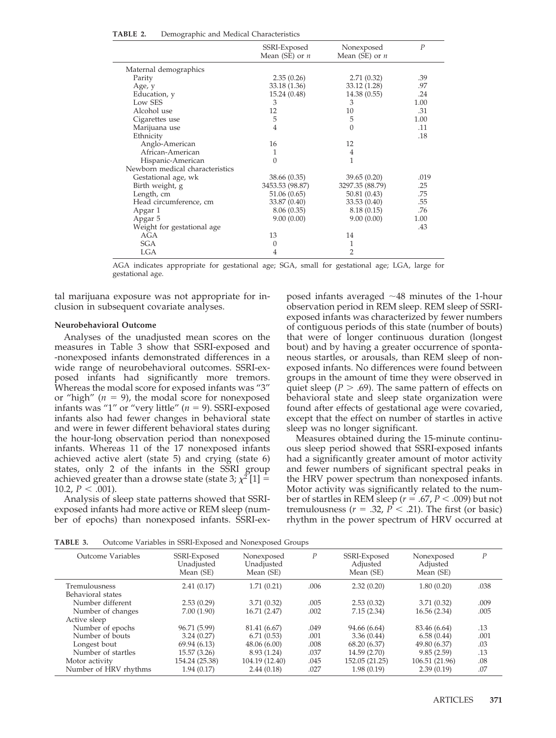**TABLE 2.** Demographic and Medical Characteristics

| | SSRI-Exposed Mean (SE) or $n$ | Nonexposed Mean (SE) or $n$ | $P$ |
|---|---|---|---|
| Maternal demographics | | | |
| Parity | 2.35 (0.26) | 2.71 (0.32) | .39 |
| Age, y | 33.18 (1.36) | 33.12 (1.28) | .97 |
| Education, y | 15.24 (0.48) | 14.38 (0.55) | .24 |
| Low SES | 3 | 3 | 1.00 |
| Alcohol use | 12 | 10 | .31 |
| Cigarettes use | 5 | 5 | 1.00 |
| Marijuana use | 4 | 0 | .11 |
| Ethnicity | | | .18 |
| Anglo-American | 16 | 12 | |
| African-American | 1 | 4 | |
| Hispanic-American | 0 | 1 | |
| Newborn medical characteristics | | | |
| Gestational age, wk | 38.66 (0.35) | 39.65 (0.20) | .019 |
| Birth weight, g | 3453.53 (98.87) | 3297.35 (88.79) | .25 |
| Length, cm | 51.06 (0.65) | 50.81 (0.43) | .75 |
| Head circumference, cm | 33.87 (0.40) | 33.53 (0.40) | .55 |
| Apgar 1 | 8.06 (0.35) | 8.18 (0.15) | .76 |
| Apgar 5 | 9.00 (0.00) | 9.00 (0.00) | 1.00 |
| Weight for gestational age | | | .43 |
| AGA | 13 | 14 | |
| SGA | 0 | 1 | |
| LGA | 4 | 2 | |

AGA indicates appropriate for gestational age; SGA, small for gestational age; LGA, large for gestational age.

tal marijuana exposure was not appropriate for inclusion in subsequent covariate analyses.

#### Neurobehavioral Outcome

Analyses of the unadjusted mean scores on the measures in Table 3 show that SSRI-exposed and -nonexposed infants demonstrated differences in a wide range of neurobehavioral outcomes. SSRI-exposed infants had significantly more tremors. Whereas the modal score for exposed infants was "3" or "high" ($n$ = 9), the modal score for nonexposed infants was "1" or "very little" ($n$ = 9). SSRI-exposed infants also had fewer changes in behavioral state and were in fewer different behavioral states during the hour-long observation period than nonexposed infants. Whereas 11 of the 17 nonexposed infants achieved active alert (state 5) and crying (state 6) states, only 2 of the infants in the SSRI group achieved greater than a drowse state (state 3; $\chi^2$ [1] = 10.2, $P < .001$).

Analysis of sleep state patterns showed that SSRI-exposed infants had more active or REM sleep (number of epochs) than nonexposed infants. SSRI-exposed infants averaged ~48 minutes of the 1-hour observation period in REM sleep. REM sleep of SSRI-exposed infants was characterized by fewer numbers of contiguous periods of this state (number of bouts) that were of longer continuous duration (longest bout) and by having a greater occurrence of spontaneous startles, or arousals, than REM sleep of nonexposed infants. No differences were found between groups in the amount of time they were observed in quiet sleep ($P > .69$). The same pattern of effects on behavioral state and sleep state organization were found after effects of gestational age were covaried, except that the effect on number of startles in active sleep was no longer significant.

Measures obtained during the 15-minute continuous sleep period showed that SSRI-exposed infants had a significantly greater amount of motor activity and fewer numbers of significant spectral peaks in the HRV power spectrum than nonexposed infants. Motor activity was significantly related to the number of startles in REM sleep ($r = .67$, $P < .009$) but not tremulousness ($r = .32$, $P < .21$). The first (or basic) rhythm in the power spectrum of HRV occurred at

**TABLE 3.** Outcome Variables in SSRI-Exposed and Nonexposed Groups

| Outcome Variables | SSRI-Exposed Unadjusted Mean (SE) | Nonexposed Unadjusted Mean (SE) | $P$ | SSRI-Exposed Adjusted Mean (SE) | Nonexposed Adjusted Mean (SE) | $P$ |
|---|---|---|---|---|---|---|
| Tremulousness | 2.41 (0.17) | 1.71 (0.21) | .006 | 2.32 (0.20) | 1.80 (0.20) | .038 |
| Behavioral states | | | | | | |
| Number different | 2.53 (0.29) | 3.71 (0.32) | .005 | 2.53 (0.32) | 3.71 (0.32) | .009 |
| Number of changes | 7.00 (1.90) | 16.71 (2.47) | .002 | 7.15 (2.34) | 16.56 (2.34) | .005 |
| Active sleep | | | | | | |
| Number of epochs | 96.71 (5.99) | 81.41 (6.67) | .049 | 94.66 (6.64) | 83.46 (6.64) | .13 |
| Number of bouts | 3.24 (0.27) | 6.71 (0.53) | .001 | 3.36 (0.44) | 6.58 (0.44) | .001 |
| Longest bout | 69.94 (6.13) | 48.06 (6.00) | .008 | 68.20 (6.37) | 49.80 (6.37) | .03 |
| Number of startles | 15.57 (3.26) | 8.93 (1.24) | .037 | 14.59 (2.70) | 9.85 (2.59) | .13 |
| Motor activity | 154.24 (25.38) | 104.19 (12.40) | .045 | 152.05 (21.25) | 106.51 (21.96) | .08 |
| Number of HRV rhythms | 1.94 (0.17) | 2.44 (0.18) | .027 | 1.98 (0.19) | 2.39 (0.19) | .07 |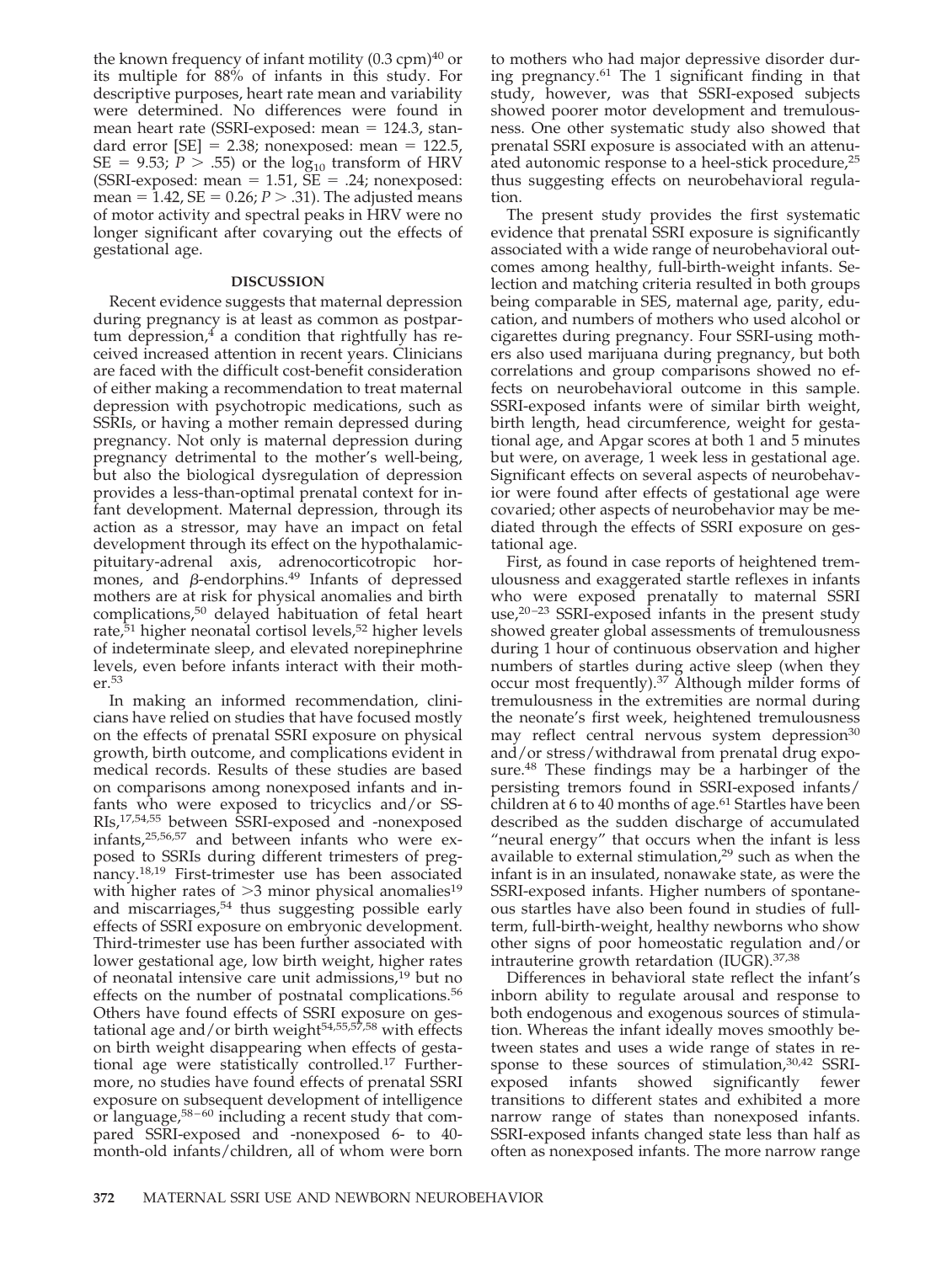the known frequency of infant motility (0.3 cpm)[40] or its multiple for 88% of infants in this study. For descriptive purposes, heart rate mean and variability were determined. No differences were found in mean heart rate (SSRI-exposed: mean = 124.3, standard error [SE] = 2.38; nonexposed: mean = 122.5, SE = 9.53; $P > .55$) or the $\log_{10}$ transform of HRV (SSRI-exposed: mean = 1.51, SE = .24; nonexposed: mean = 1.42, SE = 0.26; $P > .31$). The adjusted means of motor activity and spectral peaks in HRV were no longer significant after covarying out the effects of gestational age.

## DISCUSSION

Recent evidence suggests that maternal depression during pregnancy is at least as common as postpartum depression,[4] a condition that rightfully has received increased attention in recent years. Clinicians are faced with the difficult cost-benefit consideration of either making a recommendation to treat maternal depression with psychotropic medications, such as SSRIs, or having a mother remain depressed during pregnancy. Not only is maternal depression during pregnancy detrimental to the mother's well-being, but also the biological dysregulation of depression provides a less-than-optimal prenatal context for infant development. Maternal depression, through its action as a stressor, may have an impact on fetal development through its effect on the hypothalamic-pituitary-adrenal axis, adrenocorticotropic hormones, and β-endorphins.[49] Infants of depressed mothers are at risk for physical anomalies and birth complications,[50] delayed habituation of fetal heart rate,[51] higher neonatal cortisol levels,[52] higher levels of indeterminate sleep, and elevated norepinephrine levels, even before infants interact with their mother.[53]

In making an informed recommendation, clinicians have relied on studies that have focused mostly on the effects of prenatal SSRI exposure on physical growth, birth outcome, and complications evident in medical records. Results of these studies are based on comparisons among nonexposed infants and infants who were exposed to tricyclics and/or SSRIs,[17,54,55] between SSRI-exposed and -nonexposed infants,[25,56,57] and between infants who were exposed to SSRIs during different trimesters of pregnancy.[18,19] First-trimester use has been associated with higher rates of >3 minor physical anomalies[19] and miscarriages,[54] thus suggesting possible early effects of SSRI exposure on embryonic development. Third-trimester use has been further associated with lower gestational age, low birth weight, higher rates of neonatal intensive care unit admissions,[19] but no effects on the number of postnatal complications.[56] Others have found effects of SSRI exposure on gestational age and/or birth weight[54,55,57,58] with effects on birth weight disappearing when effects of gestational age were statistically controlled.[17] Furthermore, no studies have found effects of prenatal SSRI exposure on subsequent development of intelligence or language,[58–60] including a recent study that compared SSRI-exposed and -nonexposed 6- to 40-month-old infants/children, all of whom were born to mothers who had major depressive disorder during pregnancy.[61] The 1 significant finding in that study, however, was that SSRI-exposed subjects showed poorer motor development and tremulousness. One other systematic study also showed that prenatal SSRI exposure is associated with an attenuated autonomic response to a heel-stick procedure,[25] thus suggesting effects on neurobehavioral regulation.

The present study provides the first systematic evidence that prenatal SSRI exposure is significantly associated with a wide range of neurobehavioral outcomes among healthy, full-birth-weight infants. Selection and matching criteria resulted in both groups being comparable in SES, maternal age, parity, education, and numbers of mothers who used alcohol or cigarettes during pregnancy. Four SSRI-using mothers also used marijuana during pregnancy, but both correlations and group comparisons showed no effects on neurobehavioral outcome in this sample. SSRI-exposed infants were of similar birth weight, birth length, head circumference, weight for gestational age, and Apgar scores at both 1 and 5 minutes but were, on average, 1 week less in gestational age. Significant effects on several aspects of neurobehavior were found after effects of gestational age were covaried; other aspects of neurobehavior may be mediated through the effects of SSRI exposure on gestational age.

First, as found in case reports of heightened tremulousness and exaggerated startle reflexes in infants who were exposed prenatally to maternal SSRI use,[20–23] SSRI-exposed infants in the present study showed greater global assessments of tremulousness during 1 hour of continuous observation and higher numbers of startles during active sleep (when they occur most frequently).[37] Although milder forms of tremulousness in the extremities are normal during the neonate's first week, heightened tremulousness may reflect central nervous system depression[30] and/or stress/withdrawal from prenatal drug exposure.[48] These findings may be a harbinger of the persisting tremors found in SSRI-exposed infants/children at 6 to 40 months of age.[61] Startles have been described as the sudden discharge of accumulated "neural energy" that occurs when the infant is less available to external stimulation,[29] such as when the infant is in an insulated, nonawake state, as were the SSRI-exposed infants. Higher numbers of spontaneous startles have also been found in studies of full-term, full-birth-weight, healthy newborns who show other signs of poor homeostatic regulation and/or intrauterine growth retardation (IUGR).[37,38]

Differences in behavioral state reflect the infant's inborn ability to regulate arousal and response to both endogenous and exogenous sources of stimulation. Whereas the infant ideally moves smoothly between states and uses a wide range of states in response to these sources of stimulation,[30,42] SSRI-exposed infants showed significantly fewer transitions to different states and exhibited a more narrow range of states than nonexposed infants. SSRI-exposed infants changed state less than half as often as nonexposed infants. The more narrow range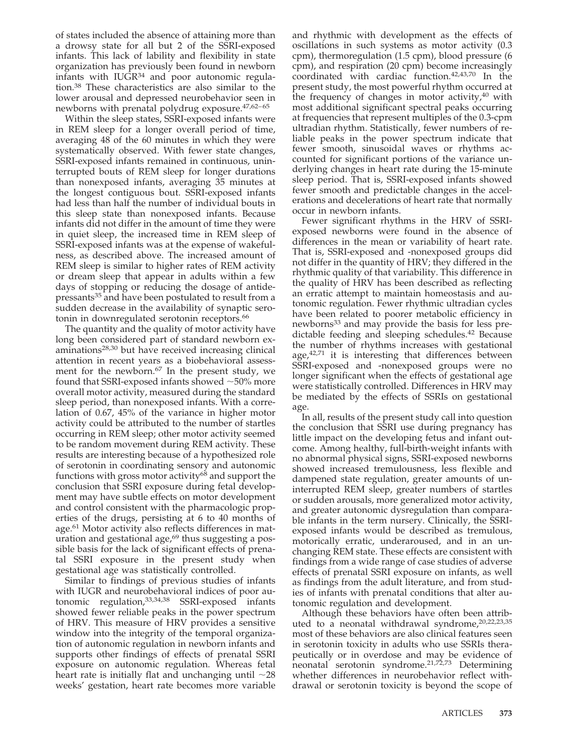of states included the absence of attaining more than a drowsy state for all but 2 of the SSRI-exposed infants. This lack of lability and flexibility in state organization has previously been found in newborn infants with IUGR[34] and poor autonomic regulation.[38] These characteristics are also similar to the lower arousal and depressed neurobehavior seen in newborns with prenatal polydrug exposure.[47,62–65]

Within the sleep states, SSRI-exposed infants were in REM sleep for a longer overall period of time, averaging 48 of the 60 minutes in which they were systematically observed. With fewer state changes, SSRI-exposed infants remained in continuous, uninterrupted bouts of REM sleep for longer durations than nonexposed infants, averaging 35 minutes at the longest contiguous bout. SSRI-exposed infants had less than half the number of individual bouts in this sleep state than nonexposed infants. Because infants did not differ in the amount of time they were in quiet sleep, the increased time in REM sleep of SSRI-exposed infants was at the expense of wakefulness, as described above. The increased amount of REM sleep is similar to higher rates of REM activity or dream sleep that appear in adults within a few days of stopping or reducing the dosage of antidepressants[35] and have been postulated to result from a sudden decrease in the availability of synaptic serotonin in downregulated serotonin receptors.[66]

The quantity and the quality of motor activity have long been considered part of standard newborn examinations[28,30] but have received increasing clinical attention in recent years as a biobehavioral assessment for the newborn.[67] In the present study, we found that SSRI-exposed infants showed ~50% more overall motor activity, measured during the standard sleep period, than nonexposed infants. With a correlation of 0.67, 45% of the variance in higher motor activity could be attributed to the number of startles occurring in REM sleep; other motor activity seemed to be random movement during REM activity. These results are interesting because of a hypothesized role of serotonin in coordinating sensory and autonomic functions with gross motor activity[68] and support the conclusion that SSRI exposure during fetal development may have subtle effects on motor development and control consistent with the pharmacologic properties of the drugs, persisting at 6 to 40 months of age.[61] Motor activity also reflects differences in maturation and gestational age,[69] thus suggesting a possible basis for the lack of significant effects of prenatal SSRI exposure in the present study when gestational age was statistically controlled.

Similar to findings of previous studies of infants with IUGR and neurobehavioral indices of poor autonomic regulation,[33,34,38] SSRI-exposed infants showed fewer reliable peaks in the power spectrum of HRV. This measure of HRV provides a sensitive window into the integrity of the temporal organization of autonomic regulation in newborn infants and supports other findings of effects of prenatal SSRI exposure on autonomic regulation. Whereas fetal heart rate is initially flat and unchanging until ~28 weeks' gestation, heart rate becomes more variable and rhythmic with development as the effects of oscillations in such systems as motor activity (0.3 cpm), thermoregulation (1.5 cpm), blood pressure (6 cpm), and respiration (20 cpm) become increasingly coordinated with cardiac function.[42,43,70] In the present study, the most powerful rhythm occurred at the frequency of changes in motor activity,[40] with most additional significant spectral peaks occurring at frequencies that represent multiples of the 0.3-cpm ultradian rhythm. Statistically, fewer numbers of reliable peaks in the power spectrum indicate that fewer smooth, sinusoidal waves or rhythms accounted for significant portions of the variance underlying changes in heart rate during the 15-minute sleep period. That is, SSRI-exposed infants showed fewer smooth and predictable changes in the accelerations and decelerations of heart rate that normally occur in newborn infants.

Fewer significant rhythms in the HRV of SSRI-exposed newborns were found in the absence of differences in the mean or variability of heart rate. That is, SSRI-exposed and -nonexposed groups did not differ in the quantity of HRV; they differed in the rhythmic quality of that variability. This difference in the quality of HRV has been described as reflecting an erratic attempt to maintain homeostasis and autonomic regulation. Fewer rhythmic ultradian cycles have been related to poorer metabolic efficiency in newborns[33] and may provide the basis for less predictable feeding and sleeping schedules.[42] Because the number of rhythms increases with gestational age,[42,71] it is interesting that differences between SSRI-exposed and -nonexposed groups were no longer significant when the effects of gestational age were statistically controlled. Differences in HRV may be mediated by the effects of SSRIs on gestational age.

In all, results of the present study call into question the conclusion that SSRI use during pregnancy has little impact on the developing fetus and infant outcome. Among healthy, full-birth-weight infants with no abnormal physical signs, SSRI-exposed newborns showed increased tremulousness, less flexible and dampened state regulation, greater amounts of uninterrupted REM sleep, greater numbers of startles or sudden arousals, more generalized motor activity, and greater autonomic dysregulation than comparable infants in the term nursery. Clinically, the SSRI-exposed infants would be described as tremulous, motorically erratic, underaroused, and in an unchanging REM state. These effects are consistent with findings from a wide range of case studies of adverse effects of prenatal SSRI exposure on infants, as well as findings from the adult literature, and from studies of infants with prenatal conditions that alter autonomic regulation and development.

Although these behaviors have often been attributed to a neonatal withdrawal syndrome,[20,22,23,35] most of these behaviors are also clinical features seen in serotonin toxicity in adults who use SSRIs therapeutically or in overdose and may be evidence of neonatal serotonin syndrome.[21,72,73] Determining whether differences in neurobehavior reflect withdrawal or serotonin toxicity is beyond the scope of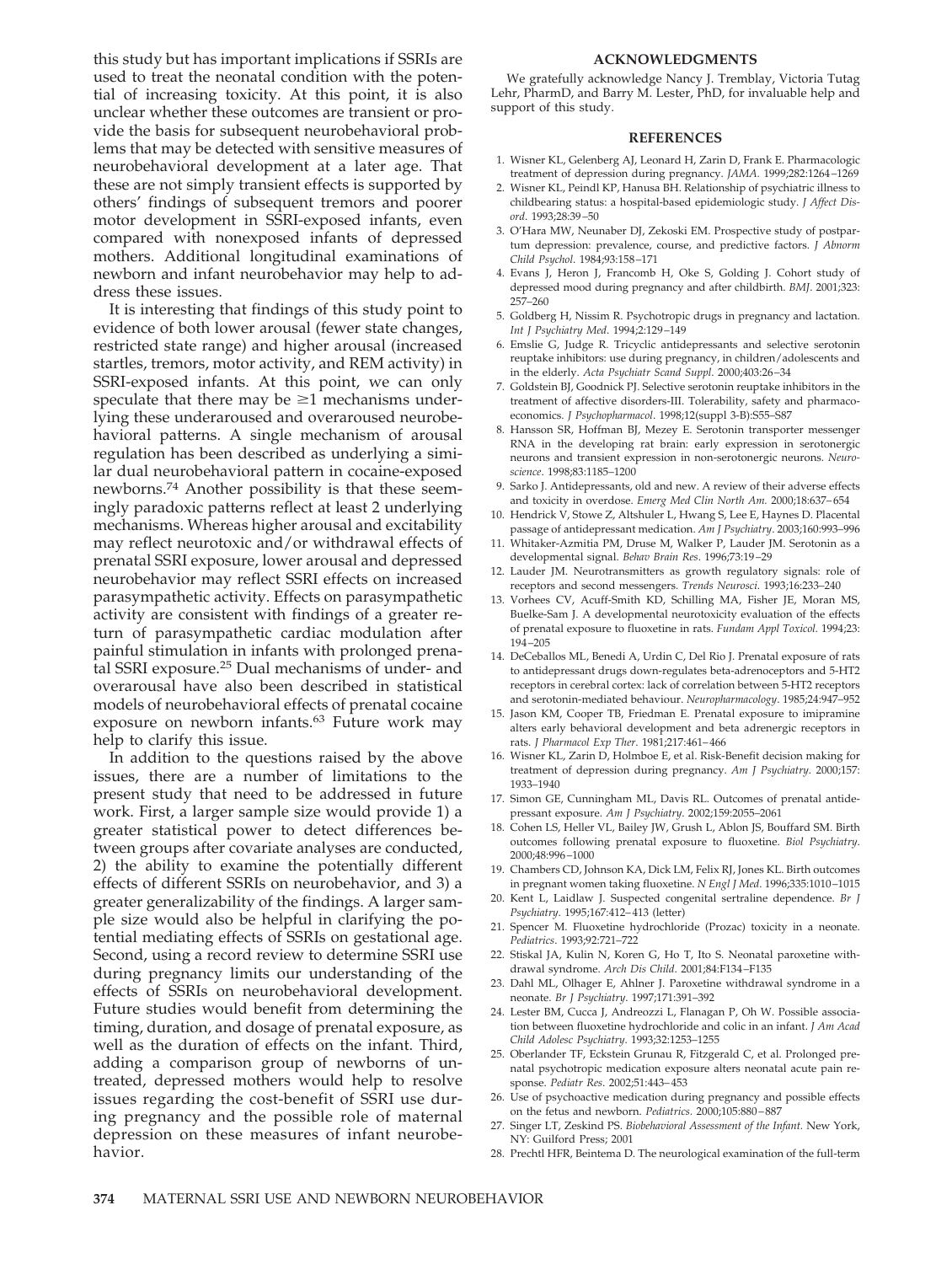this study but has important implications if SSRIs are used to treat the neonatal condition with the potential of increasing toxicity. At this point, it is also unclear whether these outcomes are transient or provide the basis for subsequent neurobehavioral problems that may be detected with sensitive measures of neurobehavioral development at a later age. That these are not simply transient effects is supported by others' findings of subsequent tremors and poorer motor development in SSRI-exposed infants, even compared with nonexposed infants of depressed mothers. Additional longitudinal examinations of newborn and infant neurobehavior may help to address these issues.

It is interesting that findings of this study point to evidence of both lower arousal (fewer state changes, restricted state range) and higher arousal (increased startles, tremors, motor activity, and REM activity) in SSRI-exposed infants. At this point, we can only speculate that there may be ≥1 mechanisms underlying these underaroused and overaroused neurobehavioral patterns. A single mechanism of arousal regulation has been described as underlying a similar dual neurobehavioral pattern in cocaine-exposed newborns.[74] Another possibility is that these seemingly paradoxic patterns reflect at least 2 underlying mechanisms. Whereas higher arousal and excitability may reflect neurotoxic and/or withdrawal effects of prenatal SSRI exposure, lower arousal and depressed neurobehavior may reflect SSRI effects on increased parasympathetic activity. Effects on parasympathetic activity are consistent with findings of a greater return of parasympathetic cardiac modulation after painful stimulation in infants with prolonged prenatal SSRI exposure.[25] Dual mechanisms of under- and overarousal have also been described in statistical models of neurobehavioral effects of prenatal cocaine exposure on newborn infants.[63] Future work may help to clarify this issue.

In addition to the questions raised by the above issues, there are a number of limitations to the present study that need to be addressed in future work. First, a larger sample size would provide 1) a greater statistical power to detect differences between groups after covariate analyses are conducted, 2) the ability to examine the potentially different effects of different SSRIs on neurobehavior, and 3) a greater generalizability of the findings. A larger sample size would also be helpful in clarifying the potential mediating effects of SSRIs on gestational age. Second, using a record review to determine SSRI use during pregnancy limits our understanding of the effects of SSRIs on neurobehavioral development. Future studies would benefit from determining the timing, duration, and dosage of prenatal exposure, as well as the duration of effects on the infant. Third, adding a comparison group of newborns of untreated, depressed mothers would help to resolve issues regarding the cost-benefit of SSRI use during pregnancy and the possible role of maternal depression on these measures of infant neurobehavior.

## ACKNOWLEDGMENTS

We gratefully acknowledge Nancy J. Tremblay, Victoria Tutag Lehr, PharmD, and Barry M. Lester, PhD, for invaluable help and support of this study.

## REFERENCES

1. Wisner KL, Gelenberg AJ, Leonard H, Zarin D, Frank E. Pharmacologic treatment of depression during pregnancy. *JAMA*. 1999;282:1264–1269
2. Wisner KL, Peindl KP, Hanusa BH. Relationship of psychiatric illness to childbearing status: a hospital-based epidemiologic study. *J Affect Disord*. 1993;28:39–50
3. O'Hara MW, Neunaber DJ, Zekoski EM. Prospective study of postpartum depression: prevalence, course, and predictive factors. *J Abnorm Child Psychol*. 1984;93:158–171
4. Evans J, Heron J, Francomb H, Oke S, Golding J. Cohort study of depressed mood during pregnancy and after childbirth. *BMJ*. 2001;323:257–260
5. Goldberg H, Nissim R. Psychotropic drugs in pregnancy and lactation. *Int J Psychiatry Med*. 1994;2:129–149
6. Emslie G, Judge R. Tricyclic antidepressants and selective serotonin reuptake inhibitors: use during pregnancy, in children/adolescents and in the elderly. *Acta Psychiatr Scand Suppl*. 2000;403:26–34
7. Goldstein BJ, Goodnick PJ. Selective serotonin reuptake inhibitors in the treatment of affective disorders-III. Tolerability, safety and pharmacoeconomics. *J Psychopharmacol*. 1998;12(suppl 3-B):S55–S87
8. Hansson SR, Hoffman BJ, Mezey E. Serotonin transporter messenger RNA in the developing rat brain: early expression in serotonergic neurons and transient expression in non-serotonergic neurons. *Neuroscience*. 1998;83:1185–1200
9. Sarko J. Antidepressants, old and new. A review of their adverse effects and toxicity in overdose. *Emerg Med Clin North Am*. 2000;18:637–654
10. Hendrick V, Stowe Z, Altshuler L, Hwang S, Lee E, Haynes D. Placental passage of antidepressant medication. *Am J Psychiatry*. 2003;160:993–996
11. Whitaker-Azmitia PM, Druse M, Walker P, Lauder JM. Serotonin as a developmental signal. *Behav Brain Res*. 1996;73:19–29
12. Lauder JM. Neurotransmitters as growth regulatory signals: role of receptors and second messengers. *Trends Neurosci*. 1993;16:233–240
13. Vorhees CV, Acuff-Smith KD, Schilling MA, Fisher JE, Moran MS, Buelke-Sam J. A developmental neurotoxicity evaluation of the effects of prenatal exposure to fluoxetine in rats. *Fundam Appl Toxicol*. 1994;23:194–205
14. DeCeballos ML, Benedi A, Urdin C, Del Rio J. Prenatal exposure of rats to antidepressant drugs down-regulates beta-adrenoceptors and 5-HT2 receptors in cerebral cortex: lack of correlation between 5-HT2 receptors and serotonin-mediated behaviour. *Neuropharmacology*. 1985;24:947–952
15. Jason KM, Cooper TB, Friedman E. Prenatal exposure to imipramine alters early behavioral development and beta adrenergic receptors in rats. *J Pharmacol Exp Ther*. 1981;217:461–466
16. Wisner KL, Zarin D, Holmboe E, et al. Risk-Benefit decision making for treatment of depression during pregnancy. *Am J Psychiatry*. 2000;157:1933–1940
17. Simon GE, Cunningham ML, Davis RL. Outcomes of prenatal antidepressant exposure. *Am J Psychiatry*. 2002;159:2055–2061
18. Cohen LS, Heller VL, Bailey JW, Grush L, Ablon JS, Bouffard SM. Birth outcomes following prenatal exposure to fluoxetine. *Biol Psychiatry*. 2000;48:996–1000
19. Chambers CD, Johnson KA, Dick LM, Felix RJ, Jones KL. Birth outcomes in pregnant women taking fluoxetine. *N Engl J Med*. 1996;335:1010–1015
20. Kent L, Laidlaw J. Suspected congenital sertraline dependence. *Br J Psychiatry*. 1995;167:412–413 (letter)
21. Spencer M. Fluoxetine hydrochloride (Prozac) toxicity in a neonate. *Pediatrics*. 1993;92:721–722
22. Stiskal JA, Kulin N, Koren G, Ho T, Ito S. Neonatal paroxetine withdrawal syndrome. *Arch Dis Child*. 2001;84:F134–F135
23. Dahl ML, Olhager E, Ahlner J. Paroxetine withdrawal syndrome in a neonate. *Br J Psychiatry*. 1997;171:391–392
24. Lester BM, Cucca J, Andreozzi L, Flanagan P, Oh W. Possible association between fluoxetine hydrochloride and colic in an infant. *J Am Acad Child Adolesc Psychiatry*. 1993;32:1253–1255
25. Oberlander TF, Eckstein Grunau R, Fitzgerald C, et al. Prolonged prenatal psychotropic medication exposure alters neonatal acute pain response. *Pediatr Res*. 2002;51:443–453
26. Use of psychoactive medication during pregnancy and possible effects on the fetus and newborn. *Pediatrics*. 2000;105:880–887
27. Singer LT, Zeskind PS. *Biobehavioral Assessment of the Infant*. New York, NY: Guilford Press; 2001
28. Prechtl HFR, Beintema D. The neurological examination of the full-term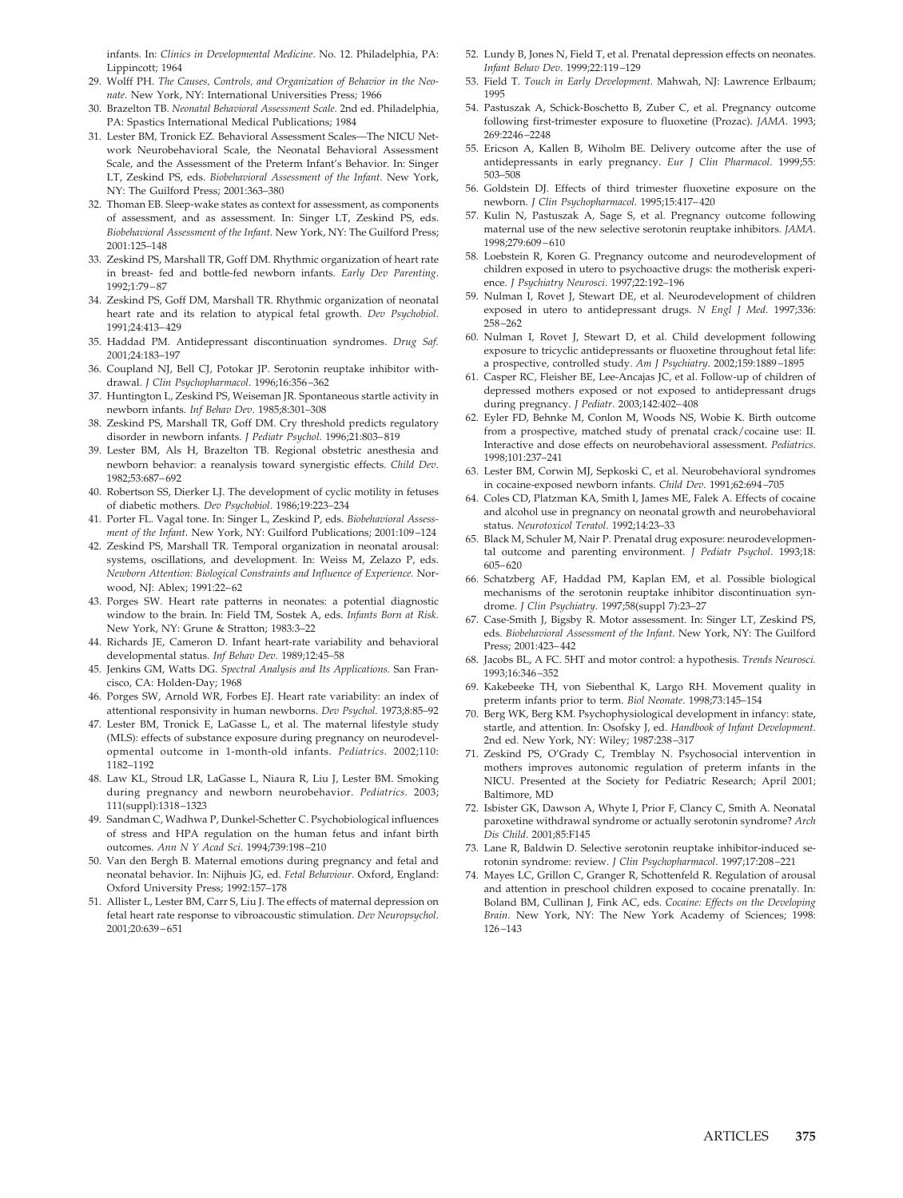infants. In: *Clinics in Developmental Medicine*. No. 12. Philadelphia, PA: Lippincott; 1964

29. Wolff PH. *The Causes, Controls, and Organization of Behavior in the Neonate.* New York, NY: International Universities Press; 1966
30. Brazelton TB. *Neonatal Behavioral Assessment Scale*. 2nd ed. Philadelphia, PA: Spastics International Medical Publications; 1984
31. Lester BM, Tronick EZ. Behavioral Assessment Scales—The NICU Network Neurobehavioral Scale, the Neonatal Behavioral Assessment Scale, and the Assessment of the Preterm Infant's Behavior. In: Singer LT, Zeskind PS, eds. *Biobehavioral Assessment of the Infant.* New York, NY: The Guilford Press; 2001:363–380
32. Thoman EB. Sleep-wake states as context for assessment, as components of assessment, and as assessment. In: Singer LT, Zeskind PS, eds. *Biobehavioral Assessment of the Infant.* New York, NY: The Guilford Press; 2001:125–148
33. Zeskind PS, Marshall TR, Goff DM. Rhythmic organization of heart rate in breast- fed and bottle-fed newborn infants. *Early Dev Parenting*. 1992;1:79–87
34. Zeskind PS, Goff DM, Marshall TR. Rhythmic organization of neonatal heart rate and its relation to atypical fetal growth. *Dev Psychobiol*. 1991;24:413–429
35. Haddad PM. Antidepressant discontinuation syndromes. *Drug Saf.* 2001;24:183–197
36. Coupland NJ, Bell CJ, Potokar JP. Serotonin reuptake inhibitor withdrawal. *J Clin Psychopharmacol*. 1996;16:356–362
37. Huntington L, Zeskind PS, Weiseman JR. Spontaneous startle activity in newborn infants. *Inf Behav Dev*. 1985;8:301–308
38. Zeskind PS, Marshall TR, Goff DM. Cry threshold predicts regulatory disorder in newborn infants. *J Pediatr Psychol*. 1996;21:803–819
39. Lester BM, Als H, Brazelton TB. Regional obstetric anesthesia and newborn behavior: a reanalysis toward synergistic effects. *Child Dev*. 1982;53:687–692
40. Robertson SS, Dierker LJ. The development of cyclic motility in fetuses of diabetic mothers. *Dev Psychobiol*. 1986;19:223–234
41. Porter FL. Vagal tone. In: Singer L, Zeskind P, eds. *Biobehavioral Assessment of the Infant.* New York, NY: Guilford Publications; 2001:109–124
42. Zeskind PS, Marshall TR. Temporal organization in neonatal arousal: systems, oscillations, and development. In: Weiss M, Zelazo P, eds. *Newborn Attention: Biological Constraints and Influence of Experience.* Norwood, NJ: Ablex; 1991:22–62
43. Porges SW. Heart rate patterns in neonates: a potential diagnostic window to the brain. In: Field TM, Sostek A, eds. *Infants Born at Risk.* New York, NY: Grune & Stratton; 1983:3–22
44. Richards JE, Cameron D. Infant heart-rate variability and behavioral developmental status. *Inf Behav Dev*. 1989;12:45–58
45. Jenkins GM, Watts DG. *Spectral Analysis and Its Applications.* San Francisco, CA: Holden-Day; 1968
46. Porges SW, Arnold WR, Forbes EJ. Heart rate variability: an index of attentional responsivity in human newborns. *Dev Psychol*. 1973;8:85–92
47. Lester BM, Tronick E, LaGasse L, et al. The maternal lifestyle study (MLS): effects of substance exposure during pregnancy on neurodevelopmental outcome in 1-month-old infants. *Pediatrics*. 2002;110: 1182–1192
48. Law KL, Stroud LR, LaGasse L, Niaura R, Liu J, Lester BM. Smoking during pregnancy and newborn neurobehavior. *Pediatrics*. 2003; 111(suppl):1318–1323
49. Sandman C, Wadhwa P, Dunkel-Schetter C. Psychobiological influences of stress and HPA regulation on the human fetus and infant birth outcomes. *Ann N Y Acad Sci*. 1994;739:198–210
50. Van den Bergh B. Maternal emotions during pregnancy and fetal and neonatal behavior. In: Nijhuis JG, ed. *Fetal Behaviour*. Oxford, England: Oxford University Press; 1992:157–178
51. Allister L, Lester BM, Carr S, Liu J. The effects of maternal depression on fetal heart rate response to vibroacoustic stimulation. *Dev Neuropsychol*. 2001;20:639–651
52. Lundy B, Jones N, Field T, et al. Prenatal depression effects on neonates. *Infant Behav Dev*. 1999;22:119–129
53. Field T. *Touch in Early Development.* Mahwah, NJ: Lawrence Erlbaum; 1995
54. Pastuszak A, Schick-Boschetto B, Zuber C, et al. Pregnancy outcome following first-trimester exposure to fluoxetine (Prozac). *JAMA*. 1993; 269:2246–2248
55. Ericson A, Kallen B, Wiholm BE. Delivery outcome after the use of antidepressants in early pregnancy. *Eur J Clin Pharmacol*. 1999;55: 503–508
56. Goldstein DJ. Effects of third trimester fluoxetine exposure on the newborn. *J Clin Psychopharmacol.* 1995;15:417–420
57. Kulin N, Pastuszak A, Sage S, et al. Pregnancy outcome following maternal use of the new selective serotonin reuptake inhibitors. *JAMA*. 1998;279:609–610
58. Loebstein R, Koren G. Pregnancy outcome and neurodevelopment of children exposed in utero to psychoactive drugs: the motherisk experience. *J Psychiatry Neurosci*. 1997;22:192–196
59. Nulman I, Rovet J, Stewart DE, et al. Neurodevelopment of children exposed in utero to antidepressant drugs. *N Engl J Med*. 1997;336: 258–262
60. Nulman I, Rovet J, Stewart D, et al. Child development following exposure to tricyclic antidepressants or fluoxetine throughout fetal life: a prospective, controlled study. *Am J Psychiatry*. 2002;159:1889–1895
61. Casper RC, Fleisher BE, Lee-Ancajas JC, et al. Follow-up of children of depressed mothers exposed or not exposed to antidepressant drugs during pregnancy. *J Pediatr*. 2003;142:402–408
62. Eyler FD, Behnke M, Conlon M, Woods NS, Wobie K. Birth outcome from a prospective, matched study of prenatal crack/cocaine use: II. Interactive and dose effects on neurobehavioral assessment. *Pediatrics*. 1998;101:237–241
63. Lester BM, Corwin MJ, Sepkoski C, et al. Neurobehavioral syndromes in cocaine-exposed newborn infants. *Child Dev*. 1991;62:694–705
64. Coles CD, Platzman KA, Smith I, James ME, Falek A. Effects of cocaine and alcohol use in pregnancy on neonatal growth and neurobehavioral status. *Neurotoxicol Teratol*. 1992;14:23–33
65. Black M, Schuler M, Nair P. Prenatal drug exposure: neurodevelopmental outcome and parenting environment. *J Pediatr Psychol*. 1993;18: 605–620
66. Schatzberg AF, Haddad PM, Kaplan EM, et al. Possible biological mechanisms of the serotonin reuptake inhibitor discontinuation syndrome. *J Clin Psychiatry*. 1997;58(suppl 7):23–27
67. Case-Smith J, Bigsby R. Motor assessment. In: Singer LT, Zeskind PS, eds. *Biobehavioral Assessment of the Infant.* New York, NY: The Guilford Press; 2001:423–442
68. Jacobs BL, A FC. 5HT and motor control: a hypothesis. *Trends Neurosci.* 1993;16:346–352
69. Kakebeeke TH, von Siebenthal K, Largo RH. Movement quality in preterm infants prior to term. *Biol Neonate*. 1998;73:145–154
70. Berg WK, Berg KM. Psychophysiological development in infancy: state, startle, and attention. In: Osofsky J, ed. *Handbook of Infant Development.* 2nd ed. New York, NY: Wiley; 1987:238–317
71. Zeskind PS, O'Grady C, Tremblay N. Psychosocial intervention in mothers improves autonomic regulation of preterm infants in the NICU. Presented at the Society for Pediatric Research; April 2001; Baltimore, MD
72. Isbister GK, Dawson A, Whyte I, Prior F, Clancy C, Smith A. Neonatal paroxetine withdrawal syndrome or actually serotonin syndrome? *Arch Dis Child*. 2001;85:F145
73. Lane R, Baldwin D. Selective serotonin reuptake inhibitor-induced serotonin syndrome: review. *J Clin Psychopharmacol*. 1997;17:208–221
74. Mayes LC, Grillon C, Granger R, Schottenfeld R. Regulation of arousal and attention in preschool children exposed to cocaine prenatally. In: Boland BM, Cullinan J, Fink AC, eds. *Cocaine: Effects on the Developing Brain.* New York, NY: The New York Academy of Sciences; 1998: 126–143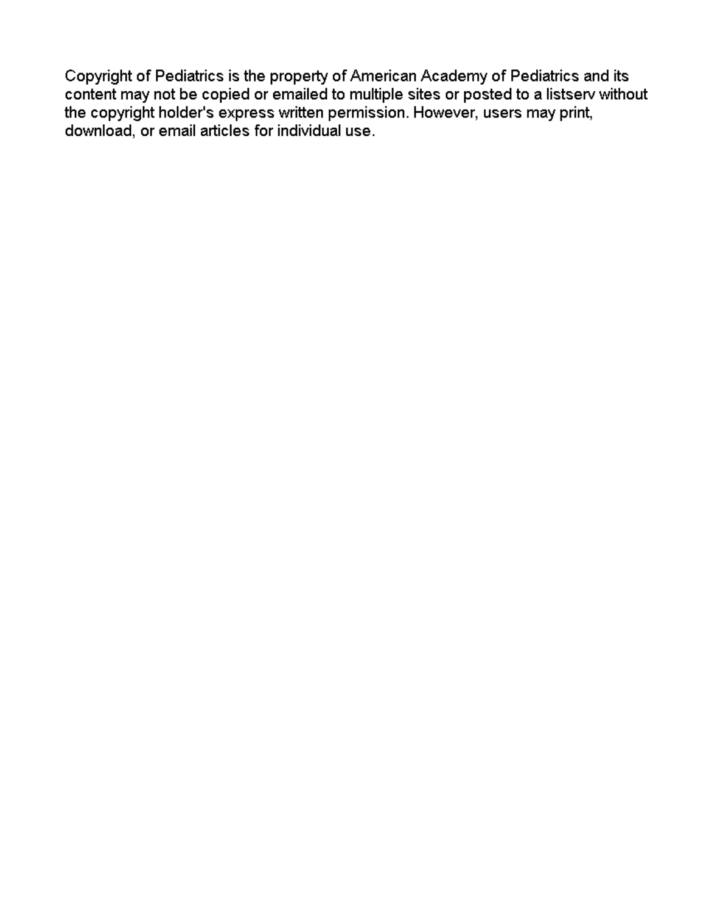Copyright of Pediatrics is the property of American Academy of Pediatrics and its content may not be copied or emailed to multiple sites or posted to a listserv without the copyright holder's express written permission. However, users may print, download, or email articles for individual use.